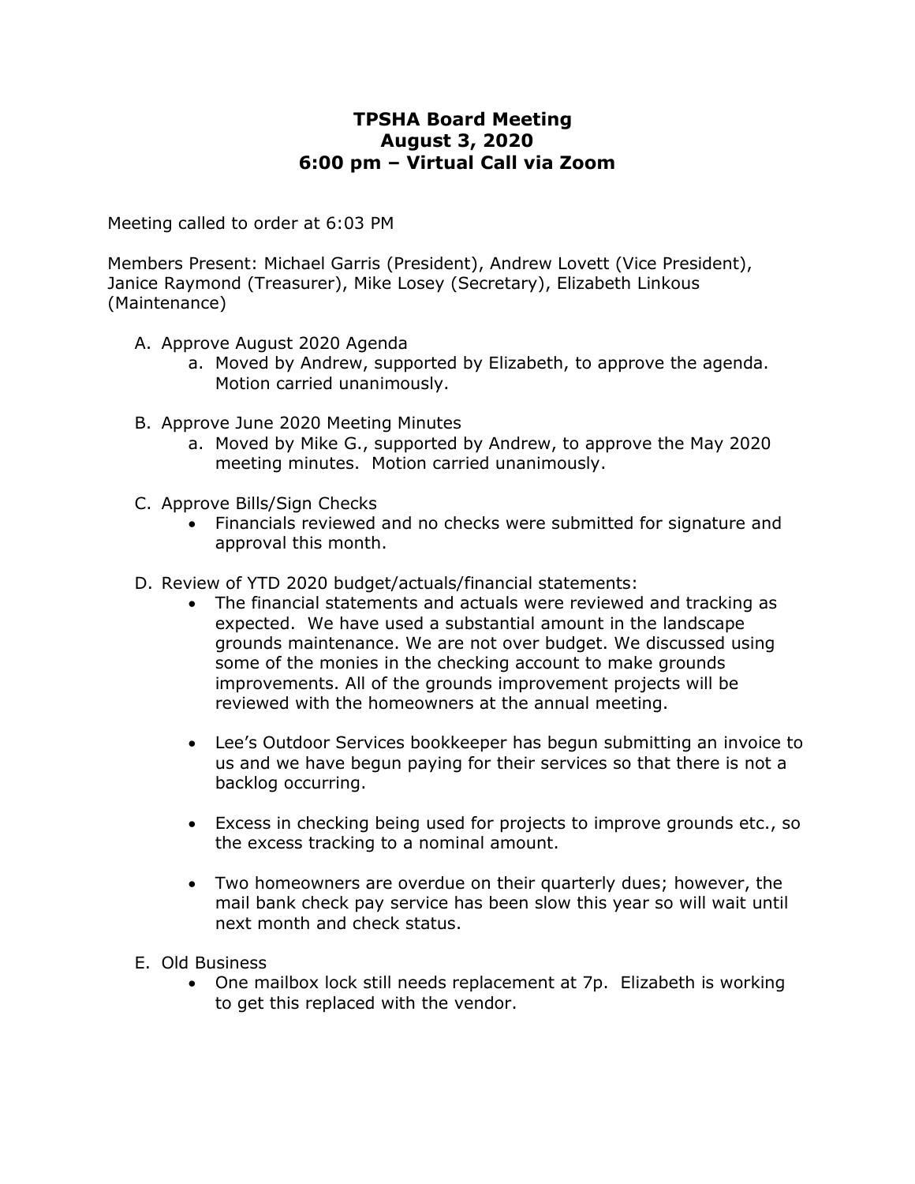# TPSHA Board Meeting
## August 3, 2020
## 6:00 pm – Virtual Call via Zoom

Meeting called to order at 6:03 PM

Members Present: Michael Garris (President), Andrew Lovett (Vice President), Janice Raymond (Treasurer), Mike Losey (Secretary), Elizabeth Linkous (Maintenance)

A. Approve August 2020 Agenda
   a. Moved by Andrew, supported by Elizabeth, to approve the agenda. Motion carried unanimously.

B. Approve June 2020 Meeting Minutes
   a. Moved by Mike G., supported by Andrew, to approve the May 2020 meeting minutes. Motion carried unanimously.

C. Approve Bills/Sign Checks
   - Financials reviewed and no checks were submitted for signature and approval this month.

D. Review of YTD 2020 budget/actuals/financial statements:
   - The financial statements and actuals were reviewed and tracking as expected. We have used a substantial amount in the landscape grounds maintenance. We are not over budget. We discussed using some of the monies in the checking account to make grounds improvements. All of the grounds improvement projects will be reviewed with the homeowners at the annual meeting.

   - Lee's Outdoor Services bookkeeper has begun submitting an invoice to us and we have begun paying for their services so that there is not a backlog occurring.

   - Excess in checking being used for projects to improve grounds etc., so the excess tracking to a nominal amount.

   - Two homeowners are overdue on their quarterly dues; however, the mail bank check pay service has been slow this year so will wait until next month and check status.

E. Old Business
   - One mailbox lock still needs replacement at 7p. Elizabeth is working to get this replaced with the vendor.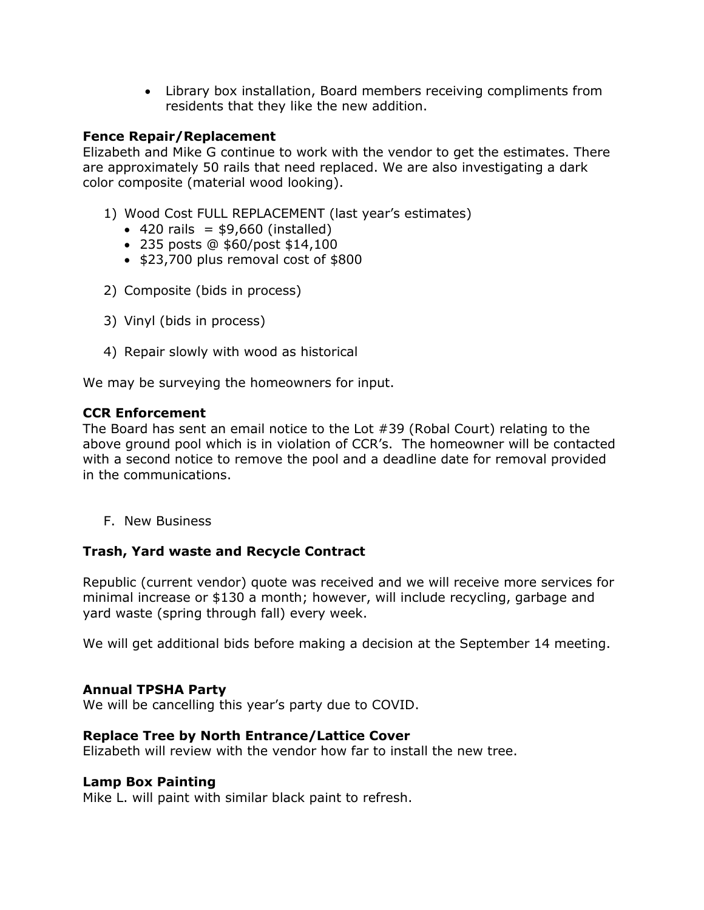- Library box installation, Board members receiving compliments from residents that they like the new addition.

**Fence Repair/Replacement**
Elizabeth and Mike G continue to work with the vendor to get the estimates. There are approximately 50 rails that need replaced. We are also investigating a dark color composite (material wood looking).

1) Wood Cost FULL REPLACEMENT (last year's estimates)
   - 420 rails = $9,660 (installed)
   - 235 posts @ $60/post $14,100
   - $23,700 plus removal cost of $800

2) Composite (bids in process)

3) Vinyl (bids in process)

4) Repair slowly with wood as historical

We may be surveying the homeowners for input.

**CCR Enforcement**
The Board has sent an email notice to the Lot #39 (Robal Court) relating to the above ground pool which is in violation of CCR's. The homeowner will be contacted with a second notice to remove the pool and a deadline date for removal provided in the communications.

F. New Business

**Trash, Yard waste and Recycle Contract**

Republic (current vendor) quote was received and we will receive more services for minimal increase or $130 a month; however, will include recycling, garbage and yard waste (spring through fall) every week.

We will get additional bids before making a decision at the September 14 meeting.

**Annual TPSHA Party**
We will be cancelling this year's party due to COVID.

**Replace Tree by North Entrance/Lattice Cover**
Elizabeth will review with the vendor how far to install the new tree.

**Lamp Box Painting**
Mike L. will paint with similar black paint to refresh.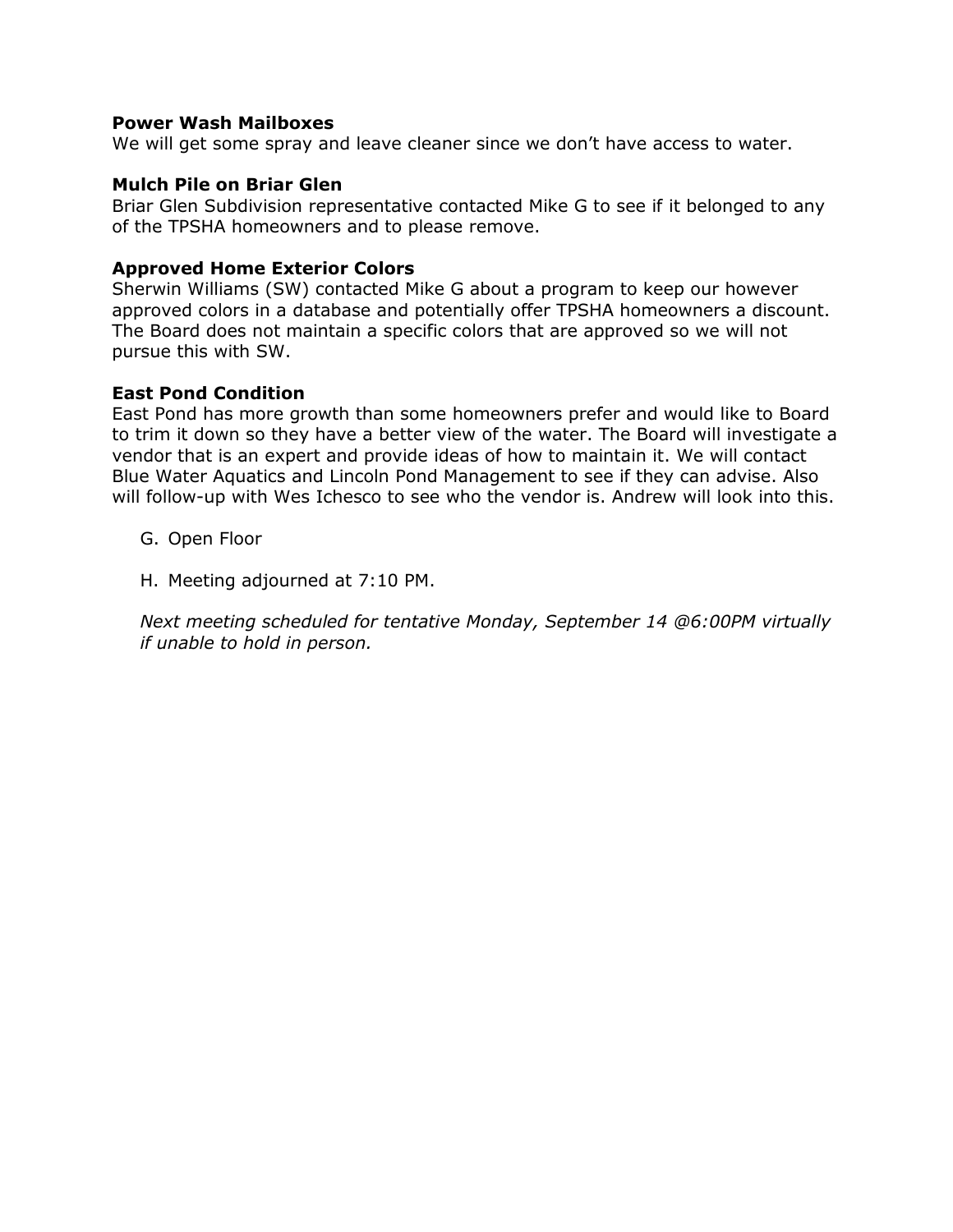**Power Wash Mailboxes**
We will get some spray and leave cleaner since we don't have access to water.

**Mulch Pile on Briar Glen**
Briar Glen Subdivision representative contacted Mike G to see if it belonged to any of the TPSHA homeowners and to please remove.

**Approved Home Exterior Colors**
Sherwin Williams (SW) contacted Mike G about a program to keep our however approved colors in a database and potentially offer TPSHA homeowners a discount. The Board does not maintain a specific colors that are approved so we will not pursue this with SW.

**East Pond Condition**
East Pond has more growth than some homeowners prefer and would like to Board to trim it down so they have a better view of the water. The Board will investigate a vendor that is an expert and provide ideas of how to maintain it. We will contact Blue Water Aquatics and Lincoln Pond Management to see if they can advise. Also will follow-up with Wes Ichesco to see who the vendor is. Andrew will look into this.

G. Open Floor

H. Meeting adjourned at 7:10 PM.

*Next meeting scheduled for tentative Monday, September 14 @6:00PM virtually if unable to hold in person.*